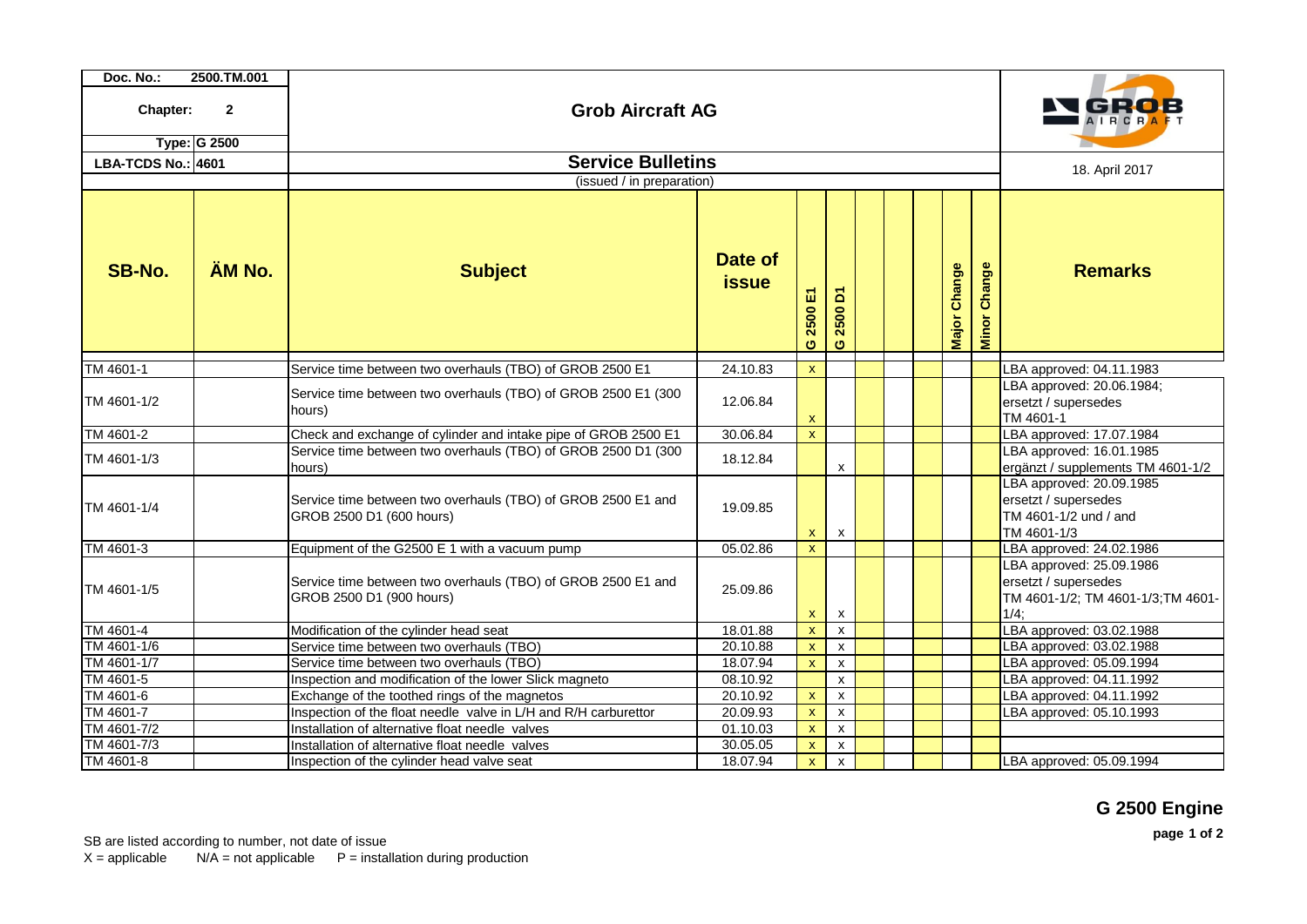| Doc. No.: 2500.TM.001 | Grob Aircraft AG | GROB AIRCRAFT |
|---|---|---|
| Chapter: 2 | | |
| Type: G 2500 | | |
| LBA-TCDS No.: 4601 | Service Bulletins | 18. April 2017 |
| | (issued / in preparation) | |

| SB-No. | ÄM No. | Subject | Date of issue | G 2500 E1 | G 2500 D1 | | | | Major Change | Minor Change | Remarks |
|---|---|---|---|---|---|---|---|---|---|---|---|
| TM 4601-1 | | Service time between two overhauls (TBO) of GROB 2500 E1 | 24.10.83 | x | | | | | | | LBA approved: 04.11.1983 |
| TM 4601-1/2 | | Service time between two overhauls (TBO) of GROB 2500 E1 (300 hours) | 12.06.84 | x | | | | | | | LBA approved: 20.06.1984; ersetzt / supersedes TM 4601-1 |
| TM 4601-2 | | Check and exchange of cylinder and intake pipe of GROB 2500 E1 | 30.06.84 | x | | | | | | | LBA approved: 17.07.1984 |
| TM 4601-1/3 | | Service time between two overhauls (TBO) of GROB 2500 D1 (300 hours) | 18.12.84 | | x | | | | | | LBA approved: 16.01.1985 ergänzt / supplements TM 4601-1/2 |
| TM 4601-1/4 | | Service time between two overhauls (TBO) of GROB 2500 E1 and GROB 2500 D1 (600 hours) | 19.09.85 | x | x | | | | | | LBA approved: 20.09.1985 ersetzt / supersedes TM 4601-1/2 und / and TM 4601-1/3 |
| TM 4601-3 | | Equipment of the G2500 E 1 with a vacuum pump | 05.02.86 | x | | | | | | | LBA approved: 24.02.1986 |
| TM 4601-1/5 | | Service time between two overhauls (TBO) of GROB 2500 E1 and GROB 2500 D1 (900 hours) | 25.09.86 | x | x | | | | | | LBA approved: 25.09.1986 ersetzt / supersedes TM 4601-1/2; TM 4601-1/3;TM 4601-1/4; |
| TM 4601-4 | | Modification of the cylinder head seat | 18.01.88 | x | x | | | | | | LBA approved: 03.02.1988 |
| TM 4601-1/6 | | Service time between two overhauls (TBO) | 20.10.88 | x | x | | | | | | LBA approved: 03.02.1988 |
| TM 4601-1/7 | | Service time between two overhauls (TBO) | 18.07.94 | x | x | | | | | | LBA approved: 05.09.1994 |
| TM 4601-5 | | Inspection and modification of the lower Slick magneto | 08.10.92 | | x | | | | | | LBA approved: 04.11.1992 |
| TM 4601-6 | | Exchange of the toothed rings of the magnetos | 20.10.92 | x | x | | | | | | LBA approved: 04.11.1992 |
| TM 4601-7 | | Inspection of the float needle valve in L/H and R/H carburettor | 20.09.93 | x | x | | | | | | LBA approved: 05.10.1993 |
| TM 4601-7/2 | | Installation of alternative float needle valves | 01.10.03 | x | x | | | | | | |
| TM 4601-7/3 | | Installation of alternative float needle valves | 30.05.05 | x | x | | | | | | |
| TM 4601-8 | | Inspection of the cylinder head valve seat | 18.07.94 | x | x | | | | | | LBA approved: 05.09.1994 |

**G 2500 Engine**

SB are listed according to number, not date of issue

X = applicable N/A = not applicable P = installation during production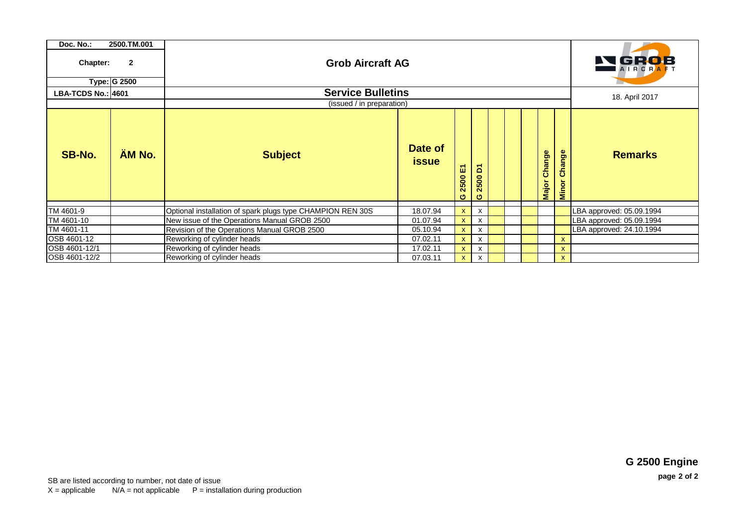| Doc. No.: 2500.TM.001 | Grob Aircraft AG | GROB AIRCRAFT |
|---|---|---|
| Chapter: 2 | | |
| Type: G 2500 | | |
| LBA-TCDS No.: 4601 | **Service Bulletins** | 18. April 2017 |
| | (issued / in preparation) | |

| SB-No. | ÄM No. | Subject | Date of issue | G 2500 E1 | G 2500 D1 | | | | Major Change | Minor Change | Remarks |
|---|---|---|---|---|---|---|---|---|---|---|---|
| TM 4601-9 | | Optional installation of spark plugs type CHAMPION REN 30S | 18.07.94 | x | x | | | | | | LBA approved: 05.09.1994 |
| TM 4601-10 | | New issue of the Operations Manual GROB 2500 | 01.07.94 | x | x | | | | | | LBA approved: 05.09.1994 |
| TM 4601-11 | | Revision of the Operations Manual GROB 2500 | 05.10.94 | x | x | | | | | | LBA approved: 24.10.1994 |
| OSB 4601-12 | | Reworking of cylinder heads | 07.02.11 | x | x | | | | | x | |
| OSB 4601-12/1 | | Reworking of cylinder heads | 17.02.11 | x | x | | | | | x | |
| OSB 4601-12/2 | | Reworking of cylinder heads | 07.03.11 | x | x | | | | | x | |

**G 2500 Engine**

SB are listed according to number, not date of issue

X = applicable    N/A = not applicable    P = installation during production